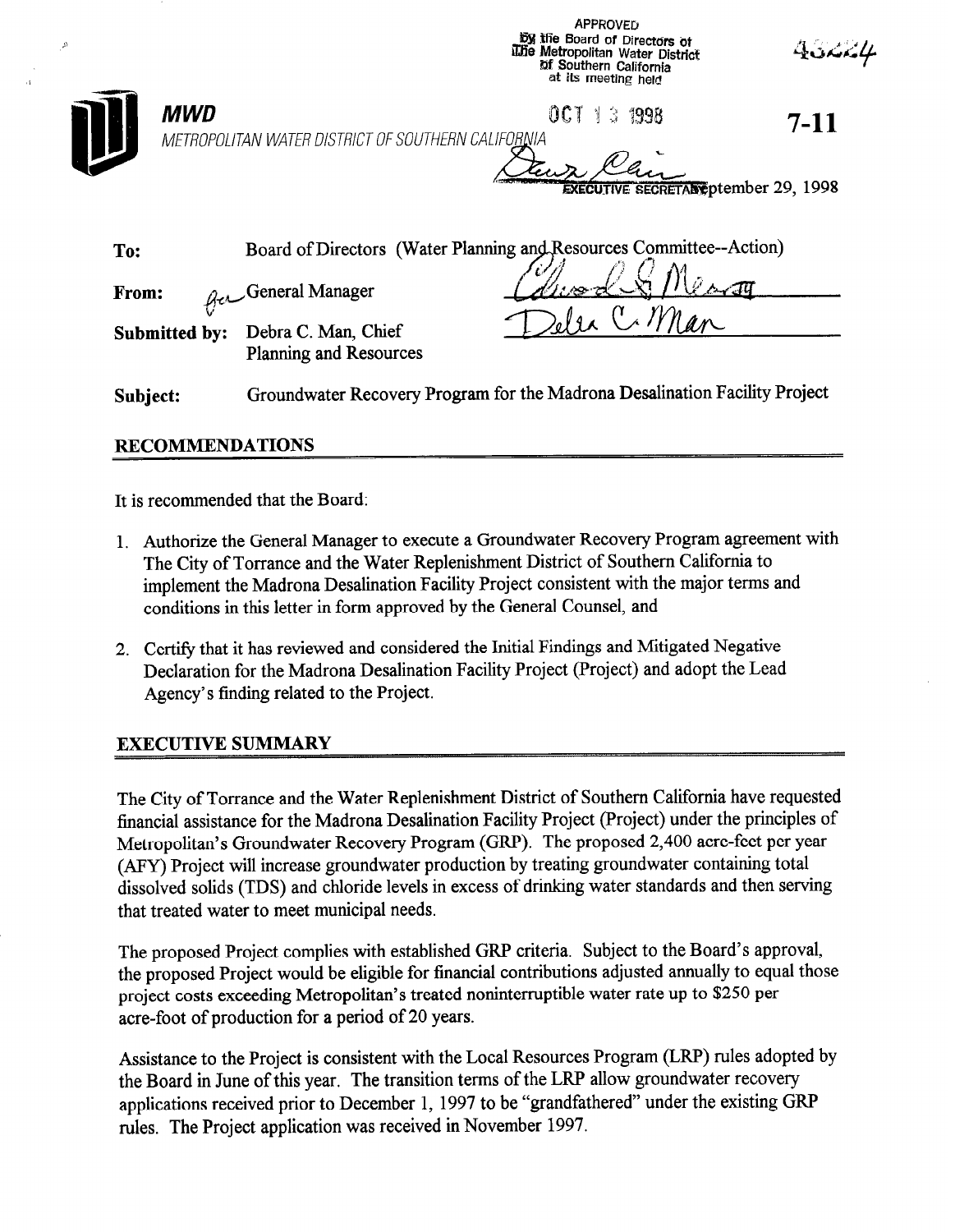APPROVED
by the Board of Directors of
The Metropolitan Water District
of Southern California
at its meeting held

OCT 13 1998

EXECUTIVE SECRETARY

43224

**MWD**

METROPOLITAN WATER DISTRICT OF SOUTHERN CALIFORNIA

**7-11**

September 29, 1998

| | | |
|---|---|---|
| **To:** | Board of Directors (Water Planning and Resources Committee--Action) | |
| **From:** | General Manager | |
| **Submitted by:** | Debra C. Man, Chief<br>Planning and Resources | |
| **Subject:** | Groundwater Recovery Program for the Madrona Desalination Facility Project | |

## RECOMMENDATIONS

It is recommended that the Board:

1. Authorize the General Manager to execute a Groundwater Recovery Program agreement with The City of Torrance and the Water Replenishment District of Southern California to implement the Madrona Desalination Facility Project consistent with the major terms and conditions in this letter in form approved by the General Counsel, and

2. Certify that it has reviewed and considered the Initial Findings and Mitigated Negative Declaration for the Madrona Desalination Facility Project (Project) and adopt the Lead Agency's finding related to the Project.

## EXECUTIVE SUMMARY

The City of Torrance and the Water Replenishment District of Southern California have requested financial assistance for the Madrona Desalination Facility Project (Project) under the principles of Metropolitan's Groundwater Recovery Program (GRP). The proposed 2,400 acre-feet per year (AFY) Project will increase groundwater production by treating groundwater containing total dissolved solids (TDS) and chloride levels in excess of drinking water standards and then serving that treated water to meet municipal needs.

The proposed Project complies with established GRP criteria. Subject to the Board's approval, the proposed Project would be eligible for financial contributions adjusted annually to equal those project costs exceeding Metropolitan's treated noninterruptible water rate up to $250 per acre-foot of production for a period of 20 years.

Assistance to the Project is consistent with the Local Resources Program (LRP) rules adopted by the Board in June of this year. The transition terms of the LRP allow groundwater recovery applications received prior to December 1, 1997 to be "grandfathered" under the existing GRP rules. The Project application was received in November 1997.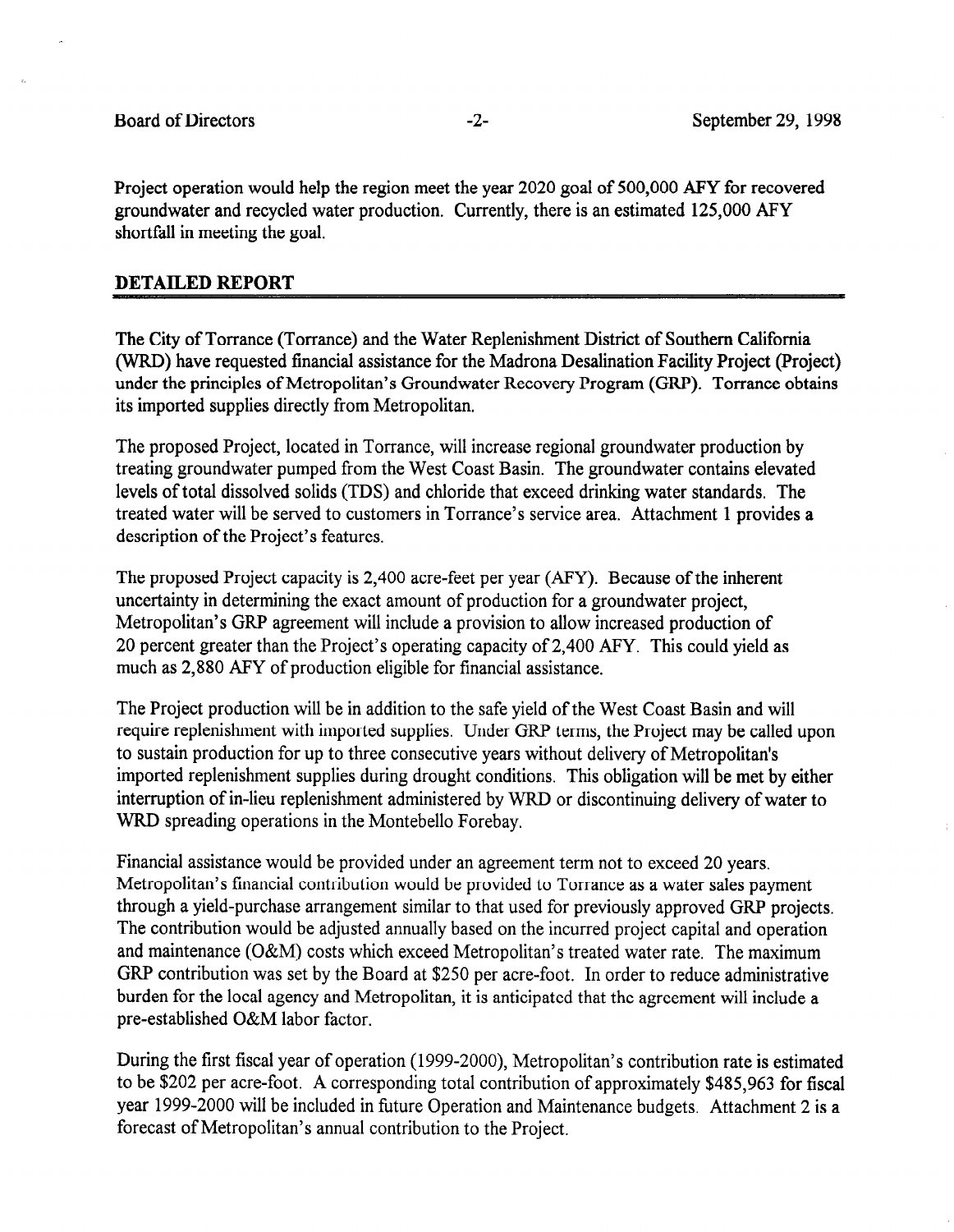Project operation would help the region meet the year 2020 goal of 500,000 AFY for recovered groundwater and recycled water production. Currently, there is an estimated 125,000 AFY shortfall in meeting the goal.

## DETAILED REPORT

The City of Torrance (Torrance) and the Water Replenishment District of Southern California (WRD) have requested financial assistance for the Madrona Desalination Facility Project (Project) under the principles of Metropolitan's Groundwater Recovery Program (GRP). Torrance obtains its imported supplies directly from Metropolitan.

The proposed Project, located in Torrance, will increase regional groundwater production by treating groundwater pumped from the West Coast Basin. The groundwater contains elevated levels of total dissolved solids (TDS) and chloride that exceed drinking water standards. The treated water will be served to customers in Torrance's service area. Attachment 1 provides a description of the Project's features.

The proposed Project capacity is 2,400 acre-feet per year (AFY). Because of the inherent uncertainty in determining the exact amount of production for a groundwater project, Metropolitan's GRP agreement will include a provision to allow increased production of 20 percent greater than the Project's operating capacity of 2,400 AFY. This could yield as much as 2,880 AFY of production eligible for financial assistance.

The Project production will be in addition to the safe yield of the West Coast Basin and will require replenishment with imported supplies. Under GRP terms, the Project may be called upon to sustain production for up to three consecutive years without delivery of Metropolitan's imported replenishment supplies during drought conditions. This obligation will be met by either interruption of in-lieu replenishment administered by WRD or discontinuing delivery of water to WRD spreading operations in the Montebello Forebay.

Financial assistance would be provided under an agreement term not to exceed 20 years. Metropolitan's financial contribution would be provided to Torrance as a water sales payment through a yield-purchase arrangement similar to that used for previously approved GRP projects. The contribution would be adjusted annually based on the incurred project capital and operation and maintenance (O&M) costs which exceed Metropolitan's treated water rate. The maximum GRP contribution was set by the Board at $250 per acre-foot. In order to reduce administrative burden for the local agency and Metropolitan, it is anticipated that the agreement will include a pre-established O&M labor factor.

During the first fiscal year of operation (1999-2000), Metropolitan's contribution rate is estimated to be $202 per acre-foot. A corresponding total contribution of approximately $485,963 for fiscal year 1999-2000 will be included in future Operation and Maintenance budgets. Attachment 2 is a forecast of Metropolitan's annual contribution to the Project.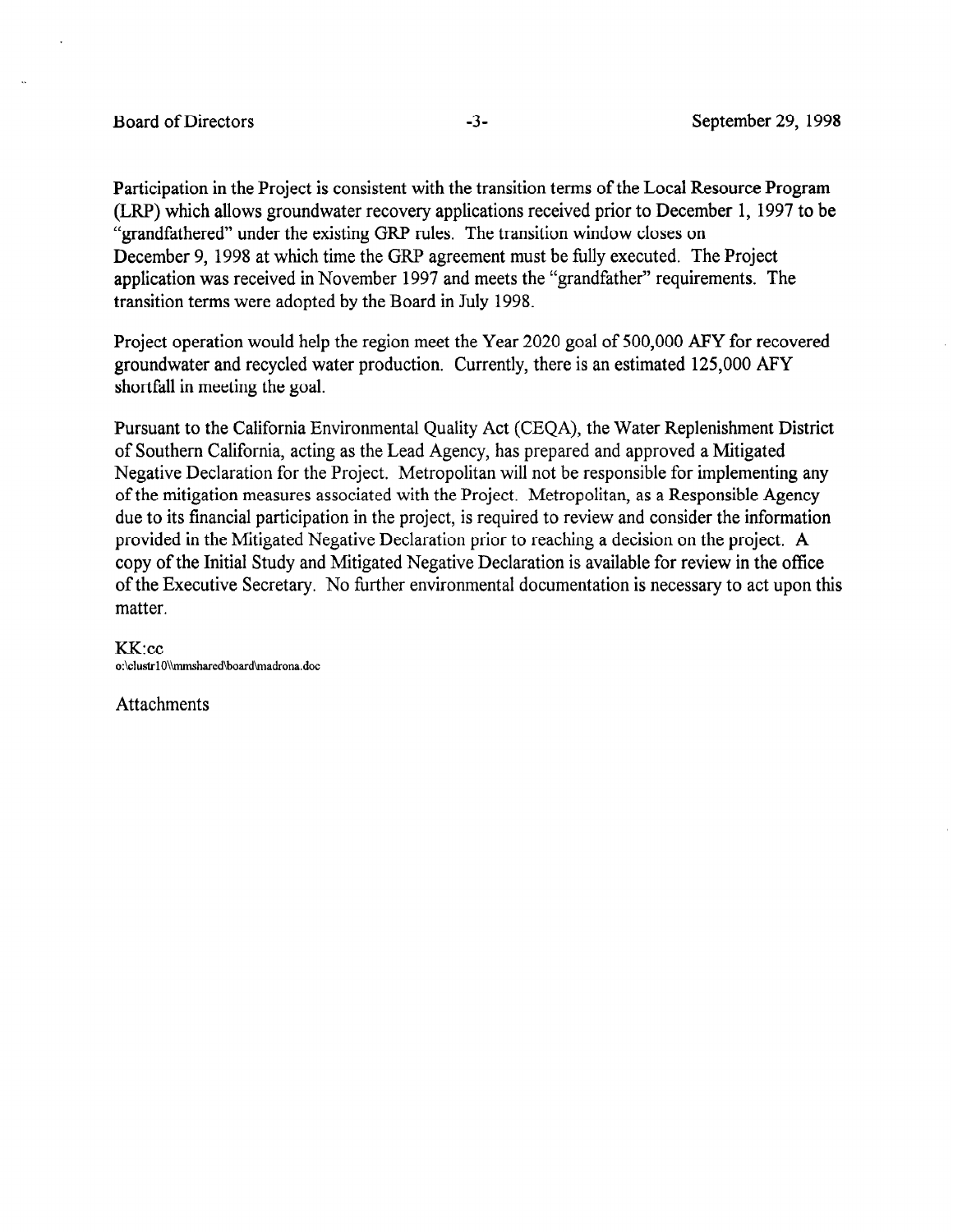Participation in the Project is consistent with the transition terms of the Local Resource Program (LRP) which allows groundwater recovery applications received prior to December 1, 1997 to be "grandfathered" under the existing GRP rules. The transition window closes on December 9, 1998 at which time the GRP agreement must be fully executed. The Project application was received in November 1997 and meets the "grandfather" requirements. The transition terms were adopted by the Board in July 1998.

Project operation would help the region meet the Year 2020 goal of 500,000 AFY for recovered groundwater and recycled water production. Currently, there is an estimated 125,000 AFY shortfall in meeting the goal.

Pursuant to the California Environmental Quality Act (CEQA), the Water Replenishment District of Southern California, acting as the Lead Agency, has prepared and approved a Mitigated Negative Declaration for the Project. Metropolitan will not be responsible for implementing any of the mitigation measures associated with the Project. Metropolitan, as a Responsible Agency due to its financial participation in the project, is required to review and consider the information provided in the Mitigated Negative Declaration prior to reaching a decision on the project. A copy of the Initial Study and Mitigated Negative Declaration is available for review in the office of the Executive Secretary. No further environmental documentation is necessary to act upon this matter.

KK:cc
o:\clustr10\\mmshared\board\madrona.doc

Attachments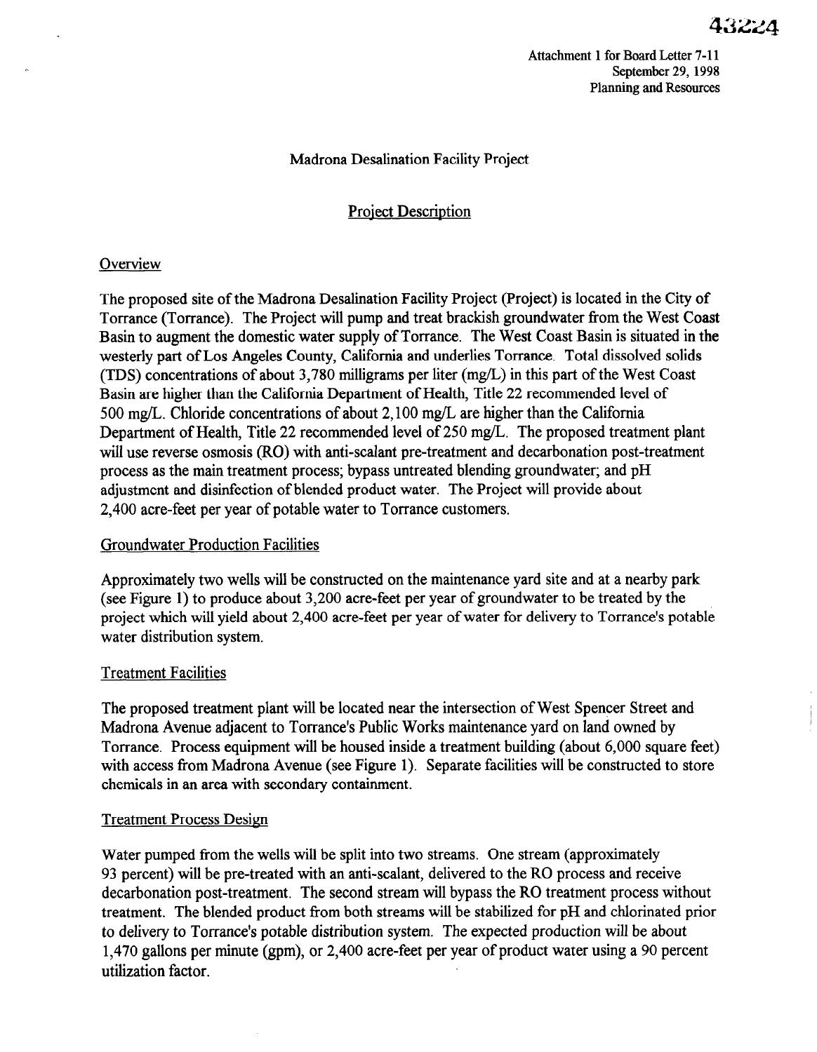Attachment 1 for Board Letter 7-11
September 29, 1998
Planning and Resources

# Madrona Desalination Facility Project

## Project Description

### Overview

The proposed site of the Madrona Desalination Facility Project (Project) is located in the City of Torrance (Torrance). The Project will pump and treat brackish groundwater from the West Coast Basin to augment the domestic water supply of Torrance. The West Coast Basin is situated in the westerly part of Los Angeles County, California and underlies Torrance. Total dissolved solids (TDS) concentrations of about 3,780 milligrams per liter (mg/L) in this part of the West Coast Basin are higher than the California Department of Health, Title 22 recommended level of 500 mg/L. Chloride concentrations of about 2,100 mg/L are higher than the California Department of Health, Title 22 recommended level of 250 mg/L. The proposed treatment plant will use reverse osmosis (RO) with anti-scalant pre-treatment and decarbonation post-treatment process as the main treatment process; bypass untreated blending groundwater; and pH adjustment and disinfection of blended product water. The Project will provide about 2,400 acre-feet per year of potable water to Torrance customers.

### Groundwater Production Facilities

Approximately two wells will be constructed on the maintenance yard site and at a nearby park (see Figure 1) to produce about 3,200 acre-feet per year of groundwater to be treated by the project which will yield about 2,400 acre-feet per year of water for delivery to Torrance's potable water distribution system.

### Treatment Facilities

The proposed treatment plant will be located near the intersection of West Spencer Street and Madrona Avenue adjacent to Torrance's Public Works maintenance yard on land owned by Torrance. Process equipment will be housed inside a treatment building (about 6,000 square feet) with access from Madrona Avenue (see Figure 1). Separate facilities will be constructed to store chemicals in an area with secondary containment.

### Treatment Process Design

Water pumped from the wells will be split into two streams. One stream (approximately 93 percent) will be pre-treated with an anti-scalant, delivered to the RO process and receive decarbonation post-treatment. The second stream will bypass the RO treatment process without treatment. The blended product from both streams will be stabilized for pH and chlorinated prior to delivery to Torrance's potable distribution system. The expected production will be about 1,470 gallons per minute (gpm), or 2,400 acre-feet per year of product water using a 90 percent utilization factor.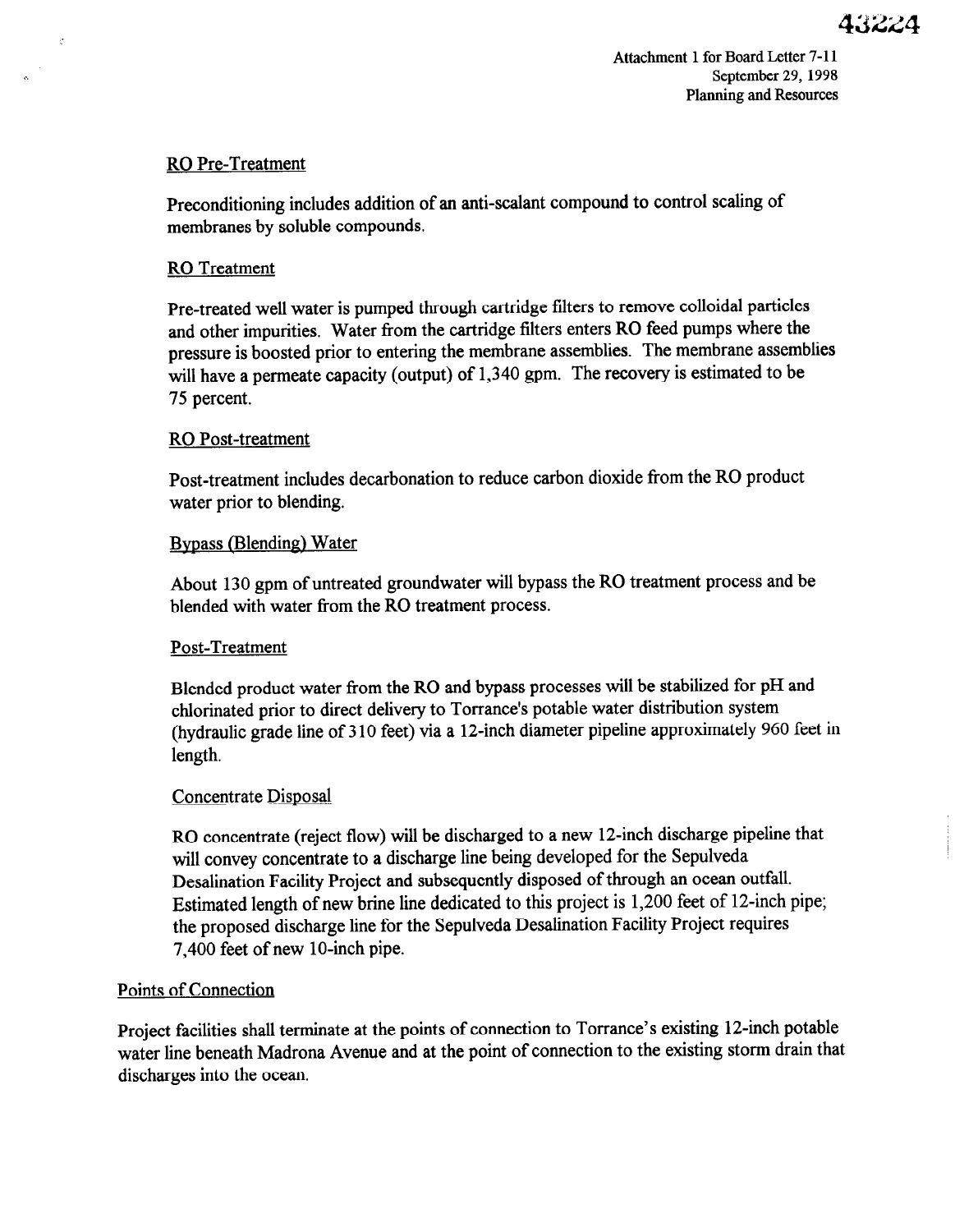Attachment 1 for Board Letter 7-11
September 29, 1998
Planning and Resources

RO Pre-Treatment

Preconditioning includes addition of an anti-scalant compound to control scaling of membranes by soluble compounds.

RO Treatment

Pre-treated well water is pumped through cartridge filters to remove colloidal particles and other impurities. Water from the cartridge filters enters RO feed pumps where the pressure is boosted prior to entering the membrane assemblies. The membrane assemblies will have a permeate capacity (output) of 1,340 gpm. The recovery is estimated to be 75 percent.

RO Post-treatment

Post-treatment includes decarbonation to reduce carbon dioxide from the RO product water prior to blending.

Bypass (Blending) Water

About 130 gpm of untreated groundwater will bypass the RO treatment process and be blended with water from the RO treatment process.

Post-Treatment

Blended product water from the RO and bypass processes will be stabilized for pH and chlorinated prior to direct delivery to Torrance's potable water distribution system (hydraulic grade line of 310 feet) via a 12-inch diameter pipeline approximately 960 feet in length.

Concentrate Disposal

RO concentrate (reject flow) will be discharged to a new 12-inch discharge pipeline that will convey concentrate to a discharge line being developed for the Sepulveda Desalination Facility Project and subsequently disposed of through an ocean outfall. Estimated length of new brine line dedicated to this project is 1,200 feet of 12-inch pipe; the proposed discharge line for the Sepulveda Desalination Facility Project requires 7,400 feet of new 10-inch pipe.

Points of Connection

Project facilities shall terminate at the points of connection to Torrance's existing 12-inch potable water line beneath Madrona Avenue and at the point of connection to the existing storm drain that discharges into the ocean.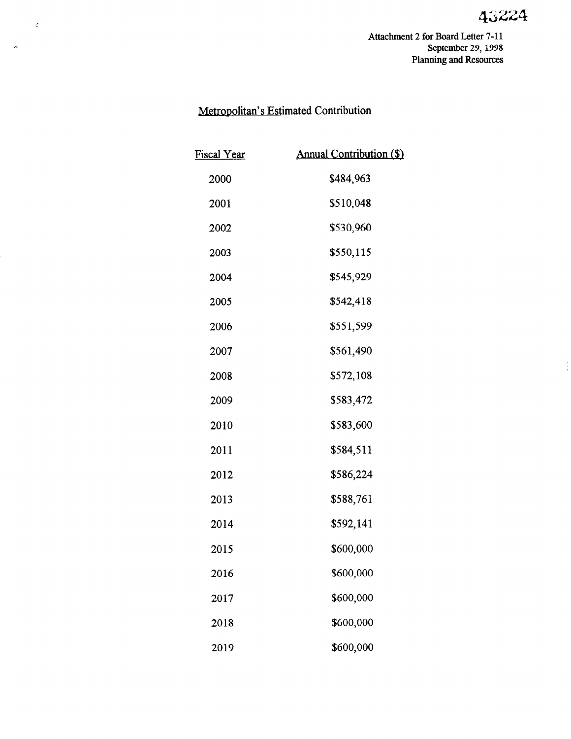43224

Attachment 2 for Board Letter 7-11
September 29, 1998
Planning and Resources

## Metropolitan's Estimated Contribution

| Fiscal Year | Annual Contribution ($) |
|---|---|
| 2000 | $484,963 |
| 2001 | $510,048 |
| 2002 | $530,960 |
| 2003 | $550,115 |
| 2004 | $545,929 |
| 2005 | $542,418 |
| 2006 | $551,599 |
| 2007 | $561,490 |
| 2008 | $572,108 |
| 2009 | $583,472 |
| 2010 | $583,600 |
| 2011 | $584,511 |
| 2012 | $586,224 |
| 2013 | $588,761 |
| 2014 | $592,141 |
| 2015 | $600,000 |
| 2016 | $600,000 |
| 2017 | $600,000 |
| 2018 | $600,000 |
| 2019 | $600,000 |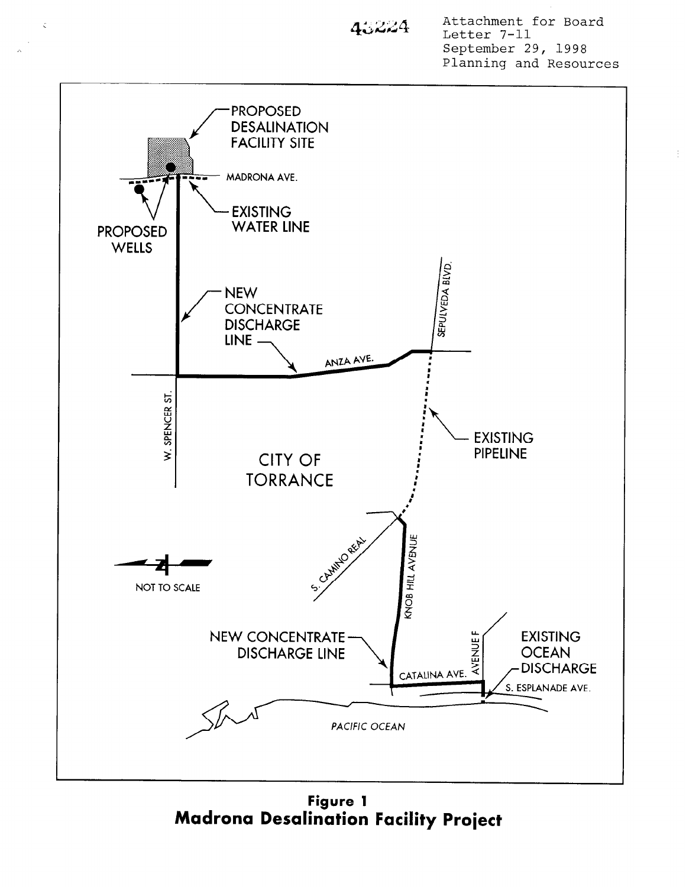43224

Attachment for Board
Letter 7-11
September 29, 1998
Planning and Resources

PROPOSED
DESALINATION
FACILITY SITE

MADRONA AVE.

EXISTING
WATER LINE

PROPOSED
WELLS

NEW
CONCENTRATE
DISCHARGE
LINE

SEPULVEDA BLVD.

ANZA AVE.

W. SPENCER ST.

EXISTING
PIPELINE

CITY OF
TORRANCE

S. CAMINO REAL

KNOB HILL AVENUE

NOT TO SCALE

NEW CONCENTRATE
DISCHARGE LINE

AVENUE F

EXISTING
OCEAN
DISCHARGE

CATALINA AVE.

S. ESPLANADE AVE.

PACIFIC OCEAN

**Figure 1**
**Madrona Desalination Facility Project**